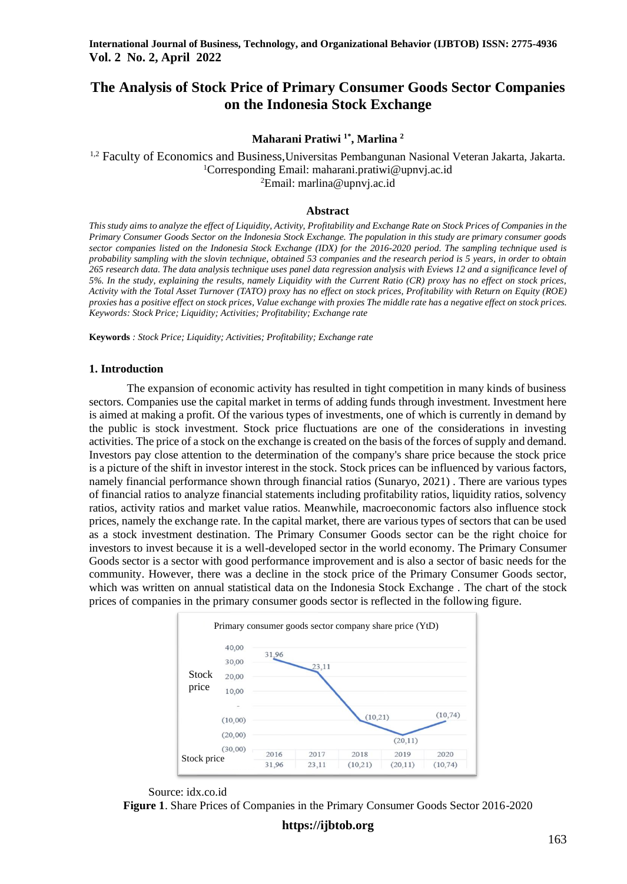# The Analysis of Stock Price of Primary Consumer Goods Sector Companies on the Indonesia Stock Exchange

**Maharani Pratiwi [1*], Marlina [2]**

[1,2] Faculty of Economics and Business,Universitas Pembangunan Nasional Veteran Jakarta, Jakarta.
[1]Corresponding Email: maharani.pratiwi@upnvj.ac.id
[2]Email: marlina@upnvj.ac.id

## Abstract

*This study aims to analyze the effect of Liquidity, Activity, Profitability and Exchange Rate on Stock Prices of Companies in the Primary Consumer Goods Sector on the Indonesia Stock Exchange. The population in this study are primary consumer goods sector companies listed on the Indonesia Stock Exchange (IDX) for the 2016-2020 period. The sampling technique used is probability sampling with the slovin technique, obtained 53 companies and the research period is 5 years, in order to obtain 265 research data. The data analysis technique uses panel data regression analysis with Eviews 12 and a significance level of 5%. In the study, explaining the results, namely Liquidity with the Current Ratio (CR) proxy has no effect on stock prices, Activity with the Total Asset Turnover (TATO) proxy has no effect on stock prices, Profitability with Return on Equity (ROE) proxies has a positive effect on stock prices, Value exchange with proxies The middle rate has a negative effect on stock prices. Keywords: Stock Price; Liquidity; Activities; Profitability; Exchange rate*

**Keywords** *: Stock Price; Liquidity; Activities; Profitability; Exchange rate*

## 1. Introduction

The expansion of economic activity has resulted in tight competition in many kinds of business sectors. Companies use the capital market in terms of adding funds through investment. Investment here is aimed at making a profit. Of the various types of investments, one of which is currently in demand by the public is stock investment. Stock price fluctuations are one of the considerations in investing activities. The price of a stock on the exchange is created on the basis of the forces of supply and demand. Investors pay close attention to the determination of the company's share price because the stock price is a picture of the shift in investor interest in the stock. Stock prices can be influenced by various factors, namely financial performance shown through financial ratios (Sunaryo, 2021) . There are various types of financial ratios to analyze financial statements including profitability ratios, liquidity ratios, solvency ratios, activity ratios and market value ratios. Meanwhile, macroeconomic factors also influence stock prices, namely the exchange rate. In the capital market, there are various types of sectors that can be used as a stock investment destination. The Primary Consumer Goods sector can be the right choice for investors to invest because it is a well-developed sector in the world economy. The Primary Consumer Goods sector is a sector with good performance improvement and is also a sector of basic needs for the community. However, there was a decline in the stock price of the Primary Consumer Goods sector, which was written on annual statistical data on the Indonesia Stock Exchange . The chart of the stock prices of companies in the primary consumer goods sector is reflected in the following figure.

Primary consumer goods sector company share price (YtD)

| | 2016 | 2017 | 2018 | 2019 | 2020 |
|---|---|---|---|---|---|
| Stock price | 31,96 | 23,11 | (10,21) | (20,11) | (10,74) |

Source: idx.co.id

**Figure 1**. Share Prices of Companies in the Primary Consumer Goods Sector 2016-2020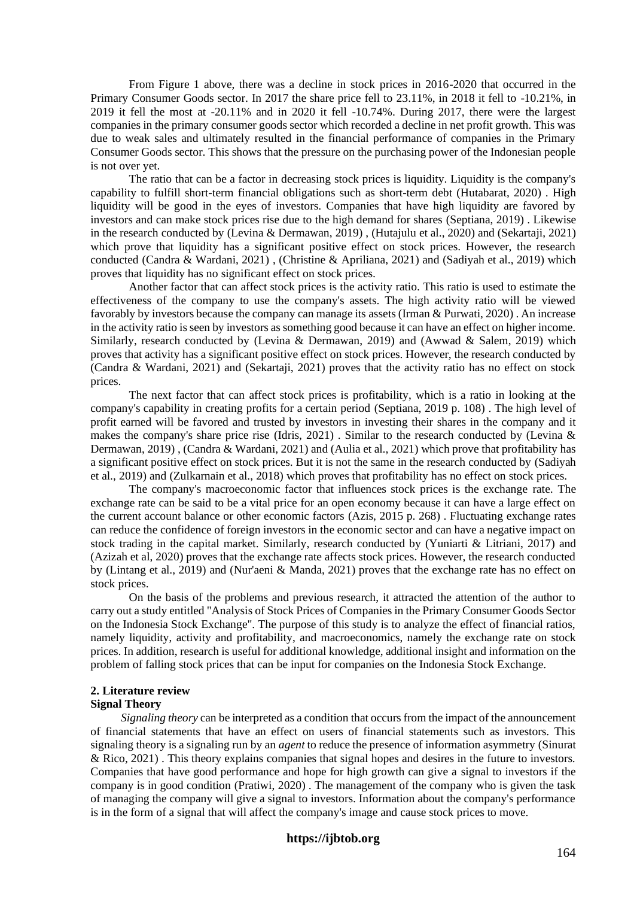From Figure 1 above, there was a decline in stock prices in 2016-2020 that occurred in the Primary Consumer Goods sector. In 2017 the share price fell to 23.11%, in 2018 it fell to -10.21%, in 2019 it fell the most at -20.11% and in 2020 it fell -10.74%. During 2017, there were the largest companies in the primary consumer goods sector which recorded a decline in net profit growth. This was due to weak sales and ultimately resulted in the financial performance of companies in the Primary Consumer Goods sector. This shows that the pressure on the purchasing power of the Indonesian people is not over yet.

The ratio that can be a factor in decreasing stock prices is liquidity. Liquidity is the company's capability to fulfill short-term financial obligations such as short-term debt (Hutabarat, 2020) . High liquidity will be good in the eyes of investors. Companies that have high liquidity are favored by investors and can make stock prices rise due to the high demand for shares (Septiana, 2019) . Likewise in the research conducted by (Levina & Dermawan, 2019) , (Hutajulu et al., 2020) and (Sekartaji, 2021) which prove that liquidity has a significant positive effect on stock prices. However, the research conducted (Candra & Wardani, 2021) , (Christine & Apriliana, 2021) and (Sadiyah et al., 2019) which proves that liquidity has no significant effect on stock prices.

Another factor that can affect stock prices is the activity ratio. This ratio is used to estimate the effectiveness of the company to use the company's assets. The high activity ratio will be viewed favorably by investors because the company can manage its assets (Irman & Purwati, 2020) . An increase in the activity ratio is seen by investors as something good because it can have an effect on higher income. Similarly, research conducted by (Levina & Dermawan, 2019) and (Awwad & Salem, 2019) which proves that activity has a significant positive effect on stock prices. However, the research conducted by (Candra & Wardani, 2021) and (Sekartaji, 2021) proves that the activity ratio has no effect on stock prices.

The next factor that can affect stock prices is profitability, which is a ratio in looking at the company's capability in creating profits for a certain period (Septiana, 2019 p. 108) . The high level of profit earned will be favored and trusted by investors in investing their shares in the company and it makes the company's share price rise (Idris, 2021) . Similar to the research conducted by (Levina & Dermawan, 2019) , (Candra & Wardani, 2021) and (Aulia et al., 2021) which prove that profitability has a significant positive effect on stock prices. But it is not the same in the research conducted by (Sadiyah et al., 2019) and (Zulkarnain et al., 2018) which proves that profitability has no effect on stock prices.

The company's macroeconomic factor that influences stock prices is the exchange rate. The exchange rate can be said to be a vital price for an open economy because it can have a large effect on the current account balance or other economic factors (Azis, 2015 p. 268) . Fluctuating exchange rates can reduce the confidence of foreign investors in the economic sector and can have a negative impact on stock trading in the capital market. Similarly, research conducted by (Yuniarti & Litriani, 2017) and (Azizah et al, 2020) proves that the exchange rate affects stock prices. However, the research conducted by (Lintang et al., 2019) and (Nur'aeni & Manda, 2021) proves that the exchange rate has no effect on stock prices.

On the basis of the problems and previous research, it attracted the attention of the author to carry out a study entitled "Analysis of Stock Prices of Companies in the Primary Consumer Goods Sector on the Indonesia Stock Exchange". The purpose of this study is to analyze the effect of financial ratios, namely liquidity, activity and profitability, and macroeconomics, namely the exchange rate on stock prices. In addition, research is useful for additional knowledge, additional insight and information on the problem of falling stock prices that can be input for companies on the Indonesia Stock Exchange.

## 2. Literature review

### Signal Theory

*Signaling theory* can be interpreted as a condition that occurs from the impact of the announcement of financial statements that have an effect on users of financial statements such as investors. This signaling theory is a signaling run by an *agent* to reduce the presence of information asymmetry (Sinurat & Rico, 2021) . This theory explains companies that signal hopes and desires in the future to investors. Companies that have good performance and hope for high growth can give a signal to investors if the company is in good condition (Pratiwi, 2020) . The management of the company who is given the task of managing the company will give a signal to investors. Information about the company's performance is in the form of a signal that will affect the company's image and cause stock prices to move.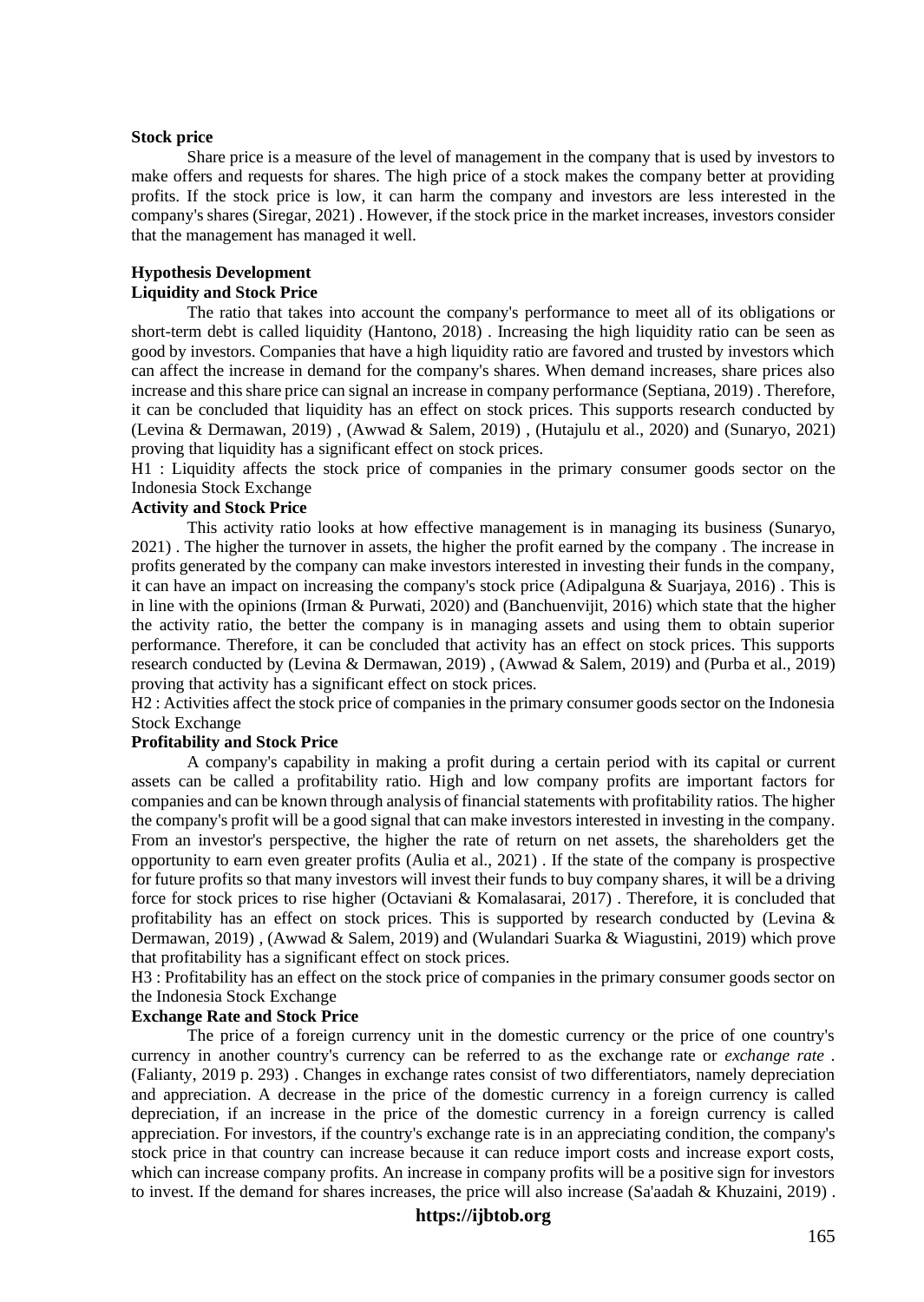**Stock price**

Share price is a measure of the level of management in the company that is used by investors to make offers and requests for shares. The high price of a stock makes the company better at providing profits. If the stock price is low, it can harm the company and investors are less interested in the company's shares (Siregar, 2021) . However, if the stock price in the market increases, investors consider that the management has managed it well.

## Hypothesis Development

**Liquidity and Stock Price**

The ratio that takes into account the company's performance to meet all of its obligations or short-term debt is called liquidity (Hantono, 2018) . Increasing the high liquidity ratio can be seen as good by investors. Companies that have a high liquidity ratio are favored and trusted by investors which can affect the increase in demand for the company's shares. When demand increases, share prices also increase and this share price can signal an increase in company performance (Septiana, 2019) . Therefore, it can be concluded that liquidity has an effect on stock prices. This supports research conducted by (Levina & Dermawan, 2019) , (Awwad & Salem, 2019) , (Hutajulu et al., 2020) and (Sunaryo, 2021) proving that liquidity has a significant effect on stock prices.

H1 : Liquidity affects the stock price of companies in the primary consumer goods sector on the Indonesia Stock Exchange

**Activity and Stock Price**

This activity ratio looks at how effective management is in managing its business (Sunaryo, 2021) . The higher the turnover in assets, the higher the profit earned by the company . The increase in profits generated by the company can make investors interested in investing their funds in the company, it can have an impact on increasing the company's stock price (Adipalguna & Suarjaya, 2016) . This is in line with the opinions (Irman & Purwati, 2020) and (Banchuenvijit, 2016) which state that the higher the activity ratio, the better the company is in managing assets and using them to obtain superior performance. Therefore, it can be concluded that activity has an effect on stock prices. This supports research conducted by (Levina & Dermawan, 2019) , (Awwad & Salem, 2019) and (Purba et al., 2019) proving that activity has a significant effect on stock prices.

H2 : Activities affect the stock price of companies in the primary consumer goods sector on the Indonesia Stock Exchange

**Profitability and Stock Price**

A company's capability in making a profit during a certain period with its capital or current assets can be called a profitability ratio. High and low company profits are important factors for companies and can be known through analysis of financial statements with profitability ratios. The higher the company's profit will be a good signal that can make investors interested in investing in the company. From an investor's perspective, the higher the rate of return on net assets, the shareholders get the opportunity to earn even greater profits (Aulia et al., 2021) . If the state of the company is prospective for future profits so that many investors will invest their funds to buy company shares, it will be a driving force for stock prices to rise higher (Octaviani & Komalasarai, 2017) . Therefore, it is concluded that profitability has an effect on stock prices. This is supported by research conducted by (Levina & Dermawan, 2019) , (Awwad & Salem, 2019) and (Wulandari Suarka & Wiagustini, 2019) which prove that profitability has a significant effect on stock prices.

H3 : Profitability has an effect on the stock price of companies in the primary consumer goods sector on the Indonesia Stock Exchange

**Exchange Rate and Stock Price**

The price of a foreign currency unit in the domestic currency or the price of one country's currency in another country's currency can be referred to as the exchange rate or *exchange rate* . (Falianty, 2019 p. 293) . Changes in exchange rates consist of two differentiators, namely depreciation and appreciation. A decrease in the price of the domestic currency in a foreign currency is called depreciation, if an increase in the price of the domestic currency in a foreign currency is called appreciation. For investors, if the country's exchange rate is in an appreciating condition, the company's stock price in that country can increase because it can reduce import costs and increase export costs, which can increase company profits. An increase in company profits will be a positive sign for investors to invest. If the demand for shares increases, the price will also increase (Sa'aadah & Khuzaini, 2019) .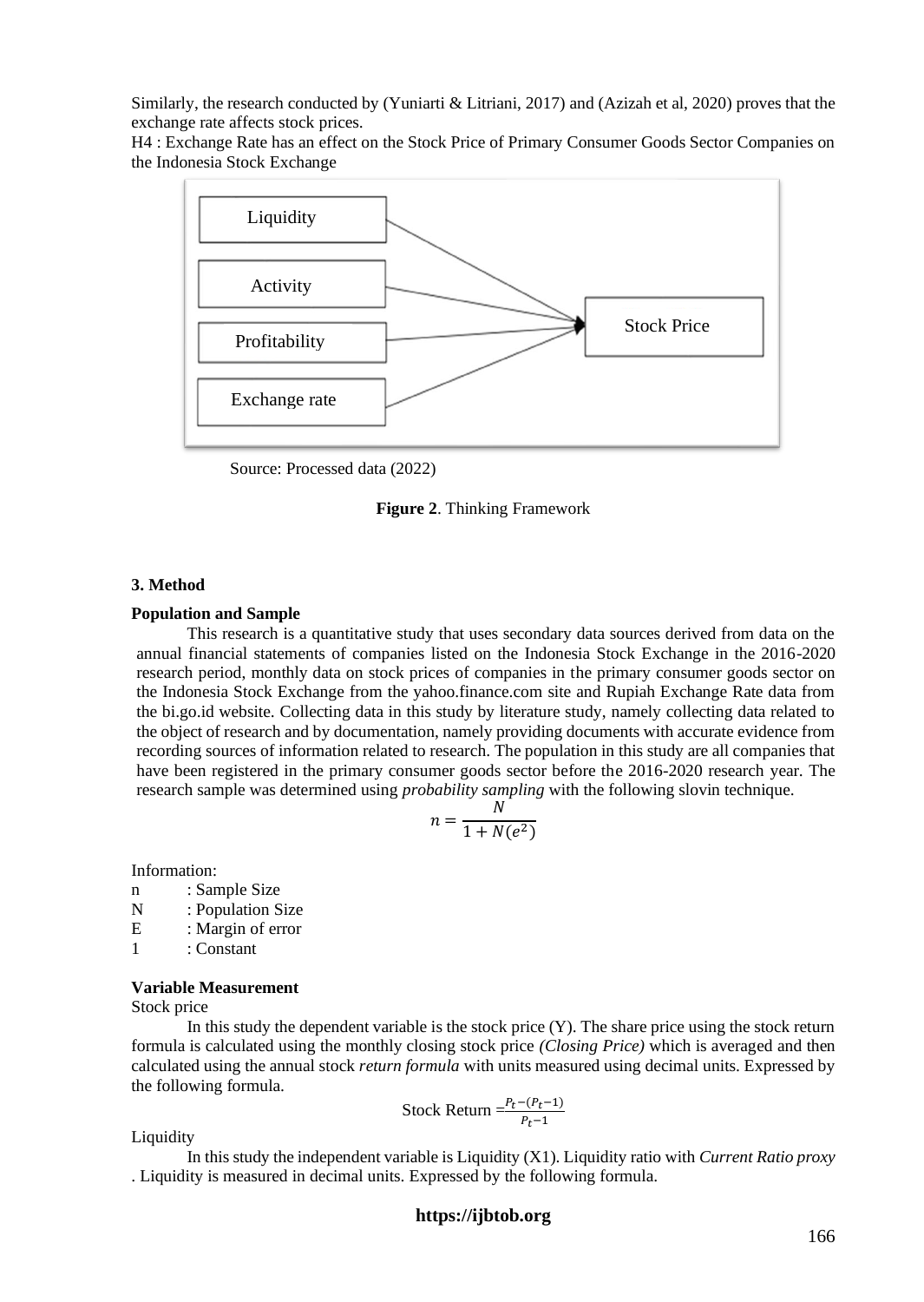Similarly, the research conducted by (Yuniarti & Litriani, 2017) and (Azizah et al, 2020) proves that the exchange rate affects stock prices.

H4 : Exchange Rate has an effect on the Stock Price of Primary Consumer Goods Sector Companies on the Indonesia Stock Exchange

Liquidity

Activity

Profitability

Exchange rate

Stock Price

Source: Processed data (2022)

**Figure 2**. Thinking Framework

## 3. Method

### Population and Sample

This research is a quantitative study that uses secondary data sources derived from data on the annual financial statements of companies listed on the Indonesia Stock Exchange in the 2016-2020 research period, monthly data on stock prices of companies in the primary consumer goods sector on the Indonesia Stock Exchange from the yahoo.finance.com site and Rupiah Exchange Rate data from the bi.go.id website. Collecting data in this study by literature study, namely collecting data related to the object of research and by documentation, namely providing documents with accurate evidence from recording sources of information related to research. The population in this study are all companies that have been registered in the primary consumer goods sector before the 2016-2020 research year. The research sample was determined using *probability sampling* with the following slovin technique.

$$n = \frac{N}{1 + N(e^2)}$$

Information:

n : Sample Size

N : Population Size

E : Margin of error

1 : Constant

### Variable Measurement

Stock price

In this study the dependent variable is the stock price (Y). The share price using the stock return formula is calculated using the monthly closing stock price *(Closing Price)* which is averaged and then calculated using the annual stock *return formula* with units measured using decimal units. Expressed by the following formula.

$$\text{Stock Return} = \frac{P_t - (P_t - 1)}{P_t - 1}$$

Liquidity

In this study the independent variable is Liquidity (X1). Liquidity ratio with *Current Ratio proxy* . Liquidity is measured in decimal units. Expressed by the following formula.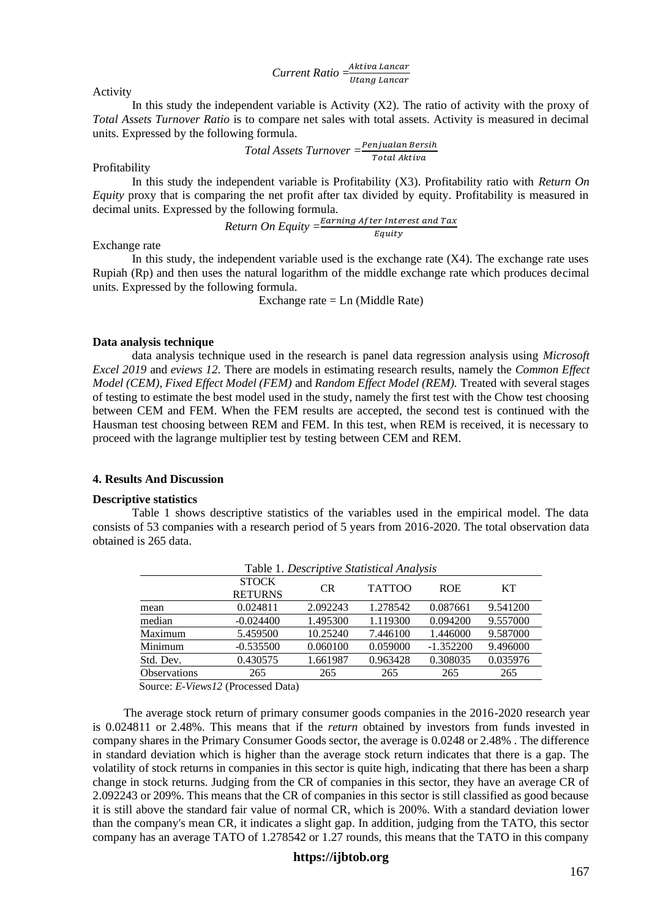$$Current\ Ratio = \frac{Aktiva\ Lancar}{Utang\ Lancar}$$

Activity

In this study the independent variable is Activity (X2). The ratio of activity with the proxy of *Total Assets Turnover Ratio* is to compare net sales with total assets. Activity is measured in decimal units. Expressed by the following formula.

$$Total\ Assets\ Turnover = \frac{Penjualan\ Bersih}{Total\ Aktiva}$$

Profitability

In this study the independent variable is Profitability (X3). Profitability ratio with *Return On Equity* proxy that is comparing the net profit after tax divided by equity. Profitability is measured in decimal units. Expressed by the following formula.

$$Return\ On\ Equity = \frac{Earning\ After\ Interest\ and\ Tax}{Equity}$$

Exchange rate

In this study, the independent variable used is the exchange rate (X4). The exchange rate uses Rupiah (Rp) and then uses the natural logarithm of the middle exchange rate which produces decimal units. Expressed by the following formula.

Exchange rate = Ln (Middle Rate)

**Data analysis technique**

data analysis technique used in the research is panel data regression analysis using *Microsoft Excel 2019* and *eviews 12.* There are models in estimating research results, namely the *Common Effect Model (CEM), Fixed Effect Model (FEM)* and *Random Effect Model (REM).* Treated with several stages of testing to estimate the best model used in the study, namely the first test with the Chow test choosing between CEM and FEM. When the FEM results are accepted, the second test is continued with the Hausman test choosing between REM and FEM. In this test, when REM is received, it is necessary to proceed with the lagrange multiplier test by testing between CEM and REM.

## 4. Results And Discussion

**Descriptive statistics**

Table 1 shows descriptive statistics of the variables used in the empirical model. The data consists of 53 companies with a research period of 5 years from 2016-2020. The total observation data obtained is 265 data.

Table 1. *Descriptive Statistical Analysis*

| | STOCK RETURNS | CR | TATTOO | ROE | KT |
|---|---|---|---|---|---|
| mean | 0.024811 | 2.092243 | 1.278542 | 0.087661 | 9.541200 |
| median | -0.024400 | 1.495300 | 1.119300 | 0.094200 | 9.557000 |
| Maximum | 5.459500 | 10.25240 | 7.446100 | 1.446000 | 9.587000 |
| Minimum | -0.535500 | 0.060100 | 0.059000 | -1.352200 | 9.496000 |
| Std. Dev. | 0.430575 | 1.661987 | 0.963428 | 0.308035 | 0.035976 |
| Observations | 265 | 265 | 265 | 265 | 265 |

Source: *E-Views12* (Processed Data)

The average stock return of primary consumer goods companies in the 2016-2020 research year is 0.024811 or 2.48%. This means that if the *return* obtained by investors from funds invested in company shares in the Primary Consumer Goods sector, the average is 0.0248 or 2.48% . The difference in standard deviation which is higher than the average stock return indicates that there is a gap. The volatility of stock returns in companies in this sector is quite high, indicating that there has been a sharp change in stock returns. Judging from the CR of companies in this sector, they have an average CR of 2.092243 or 209%. This means that the CR of companies in this sector is still classified as good because it is still above the standard fair value of normal CR, which is 200%. With a standard deviation lower than the company's mean CR, it indicates a slight gap. In addition, judging from the TATO, this sector company has an average TATO of 1.278542 or 1.27 rounds, this means that the TATO in this company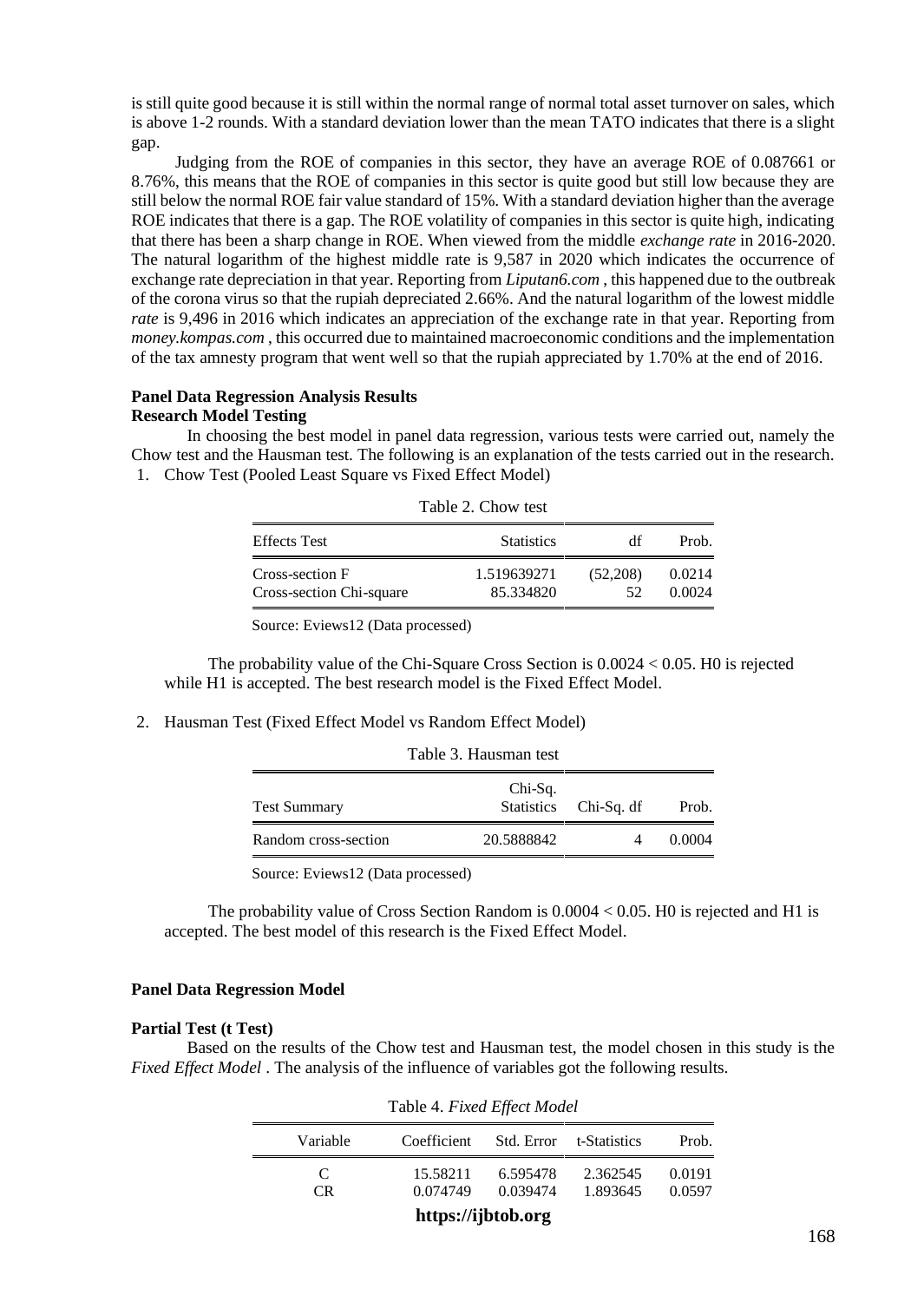is still quite good because it is still within the normal range of normal total asset turnover on sales, which is above 1-2 rounds. With a standard deviation lower than the mean TATO indicates that there is a slight gap.

Judging from the ROE of companies in this sector, they have an average ROE of 0.087661 or 8.76%, this means that the ROE of companies in this sector is quite good but still low because they are still below the normal ROE fair value standard of 15%. With a standard deviation higher than the average ROE indicates that there is a gap. The ROE volatility of companies in this sector is quite high, indicating that there has been a sharp change in ROE. When viewed from the middle *exchange rate* in 2016-2020. The natural logarithm of the highest middle rate is 9,587 in 2020 which indicates the occurrence of exchange rate depreciation in that year. Reporting from *Liputan6.com* , this happened due to the outbreak of the corona virus so that the rupiah depreciated 2.66%. And the natural logarithm of the lowest middle *rate* is 9,496 in 2016 which indicates an appreciation of the exchange rate in that year. Reporting from *money.kompas.com* , this occurred due to maintained macroeconomic conditions and the implementation of the tax amnesty program that went well so that the rupiah appreciated by 1.70% at the end of 2016.

**Panel Data Regression Analysis Results**

**Research Model Testing**

In choosing the best model in panel data regression, various tests were carried out, namely the Chow test and the Hausman test. The following is an explanation of the tests carried out in the research.

1. Chow Test (Pooled Least Square vs Fixed Effect Model)

Table 2. Chow test

| Effects Test | Statistics | df | Prob. |
|---|---|---|---|
| Cross-section F | 1.519639271 | (52,208) | 0.0214 |
| Cross-section Chi-square | 85.334820 | 52 | 0.0024 |

Source: Eviews12 (Data processed)

The probability value of the Chi-Square Cross Section is 0.0024 < 0.05. H0 is rejected while H1 is accepted. The best research model is the Fixed Effect Model.

2. Hausman Test (Fixed Effect Model vs Random Effect Model)

Table 3. Hausman test

| Test Summary | Chi-Sq. Statistics | Chi-Sq. df | Prob. |
|---|---|---|---|
| Random cross-section | 20.5888842 | 4 | 0.0004 |

Source: Eviews12 (Data processed)

The probability value of Cross Section Random is 0.0004 < 0.05. H0 is rejected and H1 is accepted. The best model of this research is the Fixed Effect Model.

**Panel Data Regression Model**

**Partial Test (t Test)**

Based on the results of the Chow test and Hausman test, the model chosen in this study is the *Fixed Effect Model* . The analysis of the influence of variables got the following results.

Table 4. *Fixed Effect Model*

| Variable | Coefficient | Std. Error | t-Statistics | Prob. |
|---|---|---|---|---|
| C | 15.58211 | 6.595478 | 2.362545 | 0.0191 |
| CR | 0.074749 | 0.039474 | 1.893645 | 0.0597 |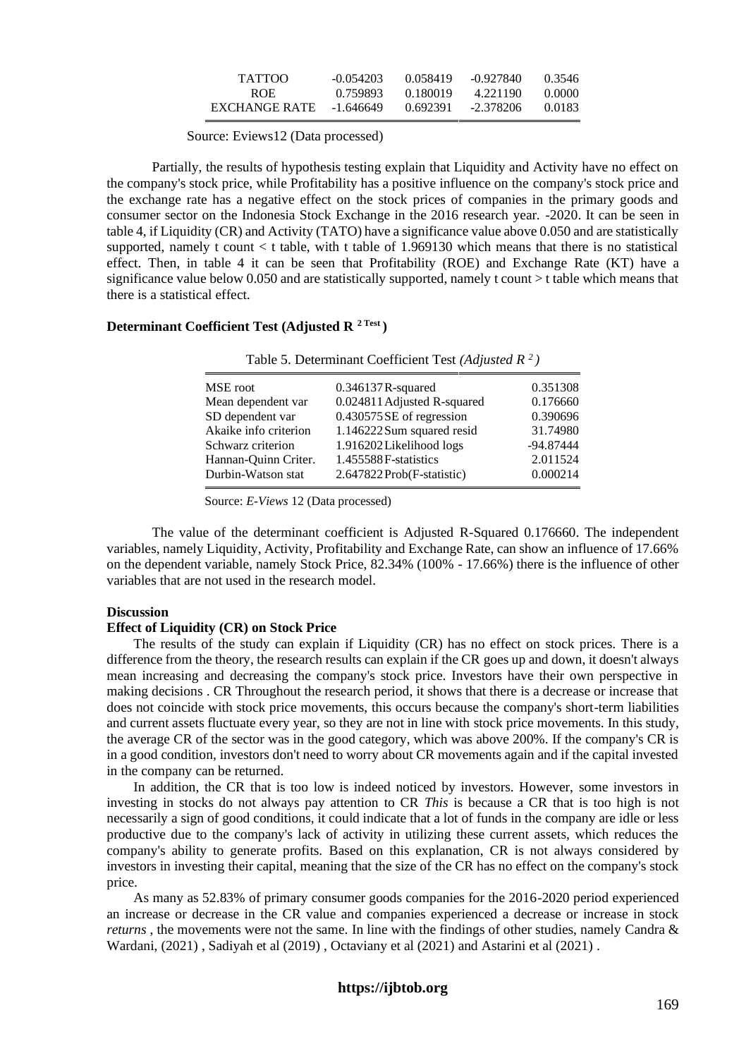| TATTOO | -0.054203 | 0.058419 | -0.927840 | 0.3546 |
|---|---|---|---|---|
| ROE | 0.759893 | 0.180019 | 4.221190 | 0.0000 |
| EXCHANGE RATE | -1.646649 | 0.692391 | -2.378206 | 0.0183 |

Source: Eviews12 (Data processed)

Partially, the results of hypothesis testing explain that Liquidity and Activity have no effect on the company's stock price, while Profitability has a positive influence on the company's stock price and the exchange rate has a negative effect on the stock prices of companies in the primary goods and consumer sector on the Indonesia Stock Exchange in the 2016 research year. -2020. It can be seen in table 4, if Liquidity (CR) and Activity (TATO) have a significance value above 0.050 and are statistically supported, namely t count < t table, with t table of 1.969130 which means that there is no statistical effect. Then, in table 4 it can be seen that Profitability (ROE) and Exchange Rate (KT) have a significance value below 0.050 and are statistically supported, namely t count > t table which means that there is a statistical effect.

### Determinant Coefficient Test (Adjusted R [2 Test])

Table 5. Determinant Coefficient Test *(Adjusted $R^2$)*

| MSE root | 0.346137 | R-squared | 0.351308 |
|---|---|---|---|
| Mean dependent var | 0.024811 | Adjusted R-squared | 0.176660 |
| SD dependent var | 0.430575 | SE of regression | 0.390696 |
| Akaike info criterion | 1.146222 | Sum squared resid | 31.74980 |
| Schwarz criterion | 1.916202 | Likelihood logs | -94.87444 |
| Hannan-Quinn Criter. | 1.455588 | F-statistics | 2.011524 |
| Durbin-Watson stat | 2.647822 | Prob(F-statistic) | 0.000214 |

Source: *E-Views* 12 (Data processed)

The value of the determinant coefficient is Adjusted R-Squared 0.176660. The independent variables, namely Liquidity, Activity, Profitability and Exchange Rate, can show an influence of 17.66% on the dependent variable, namely Stock Price, 82.34% (100% - 17.66%) there is the influence of other variables that are not used in the research model.

## Discussion

### Effect of Liquidity (CR) on Stock Price

The results of the study can explain if Liquidity (CR) has no effect on stock prices. There is a difference from the theory, the research results can explain if the CR goes up and down, it doesn't always mean increasing and decreasing the company's stock price. Investors have their own perspective in making decisions . CR Throughout the research period, it shows that there is a decrease or increase that does not coincide with stock price movements, this occurs because the company's short-term liabilities and current assets fluctuate every year, so they are not in line with stock price movements. In this study, the average CR of the sector was in the good category, which was above 200%. If the company's CR is in a good condition, investors don't need to worry about CR movements again and if the capital invested in the company can be returned.

In addition, the CR that is too low is indeed noticed by investors. However, some investors in investing in stocks do not always pay attention to CR *This* is because a CR that is too high is not necessarily a sign of good conditions, it could indicate that a lot of funds in the company are idle or less productive due to the company's lack of activity in utilizing these current assets, which reduces the company's ability to generate profits. Based on this explanation, CR is not always considered by investors in investing their capital, meaning that the size of the CR has no effect on the company's stock price.

As many as 52.83% of primary consumer goods companies for the 2016-2020 period experienced an increase or decrease in the CR value and companies experienced a decrease or increase in stock *returns* , the movements were not the same. In line with the findings of other studies, namely Candra & Wardani, (2021) , Sadiyah et al (2019) , Octaviany et al (2021) and Astarini et al (2021) .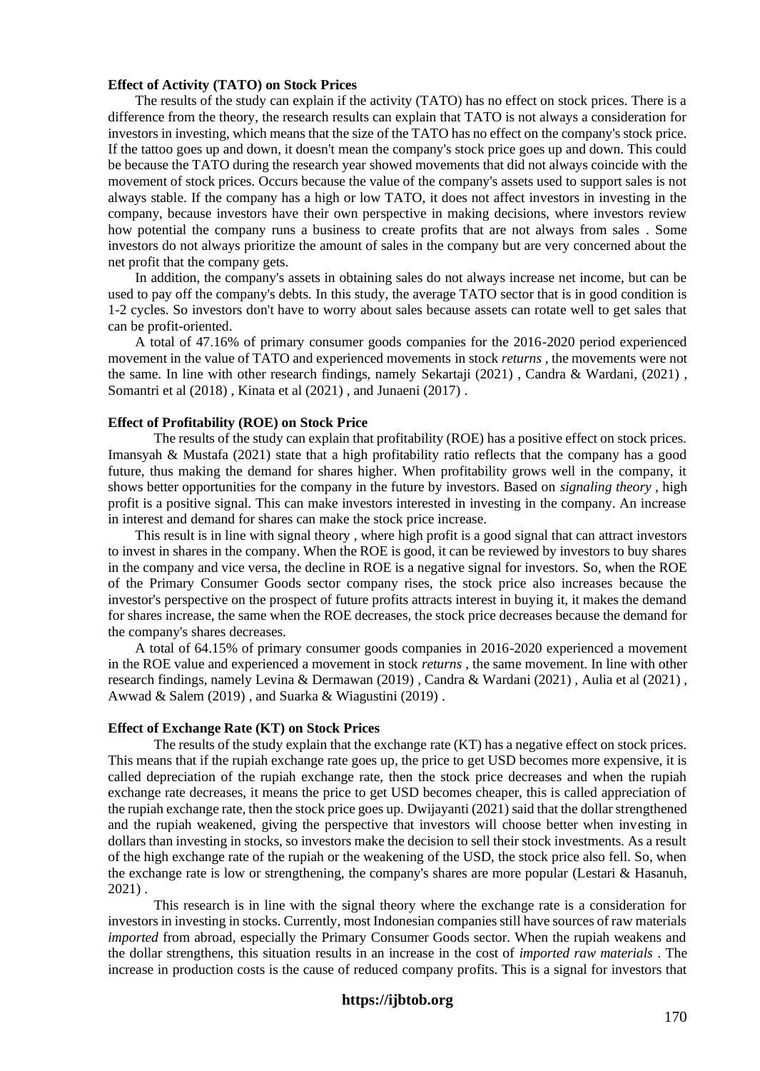**Effect of Activity (TATO) on Stock Prices**

The results of the study can explain if the activity (TATO) has no effect on stock prices. There is a difference from the theory, the research results can explain that TATO is not always a consideration for investors in investing, which means that the size of the TATO has no effect on the company's stock price. If the tattoo goes up and down, it doesn't mean the company's stock price goes up and down. This could be because the TATO during the research year showed movements that did not always coincide with the movement of stock prices. Occurs because the value of the company's assets used to support sales is not always stable. If the company has a high or low TATO, it does not affect investors in investing in the company, because investors have their own perspective in making decisions, where investors review how potential the company runs a business to create profits that are not always from sales . Some investors do not always prioritize the amount of sales in the company but are very concerned about the net profit that the company gets.

In addition, the company's assets in obtaining sales do not always increase net income, but can be used to pay off the company's debts. In this study, the average TATO sector that is in good condition is 1-2 cycles. So investors don't have to worry about sales because assets can rotate well to get sales that can be profit-oriented.

A total of 47.16% of primary consumer goods companies for the 2016-2020 period experienced movement in the value of TATO and experienced movements in stock *returns* , the movements were not the same. In line with other research findings, namely Sekartaji (2021) , Candra & Wardani, (2021) , Somantri et al (2018) , Kinata et al (2021) , and Junaeni (2017) .

**Effect of Profitability (ROE) on Stock Price**

The results of the study can explain that profitability (ROE) has a positive effect on stock prices. Imansyah & Mustafa (2021) state that a high profitability ratio reflects that the company has a good future, thus making the demand for shares higher. When profitability grows well in the company, it shows better opportunities for the company in the future by investors. Based on *signaling theory* , high profit is a positive signal. This can make investors interested in investing in the company. An increase in interest and demand for shares can make the stock price increase.

This result is in line with signal theory , where high profit is a good signal that can attract investors to invest in shares in the company. When the ROE is good, it can be reviewed by investors to buy shares in the company and vice versa, the decline in ROE is a negative signal for investors. So, when the ROE of the Primary Consumer Goods sector company rises, the stock price also increases because the investor's perspective on the prospect of future profits attracts interest in buying it, it makes the demand for shares increase, the same when the ROE decreases, the stock price decreases because the demand for the company's shares decreases.

A total of 64.15% of primary consumer goods companies in 2016-2020 experienced a movement in the ROE value and experienced a movement in stock *returns* , the same movement. In line with other research findings, namely Levina & Dermawan (2019) , Candra & Wardani (2021) , Aulia et al (2021) , Awwad & Salem (2019) , and Suarka & Wiagustini (2019) .

**Effect of Exchange Rate (KT) on Stock Prices**

The results of the study explain that the exchange rate (KT) has a negative effect on stock prices. This means that if the rupiah exchange rate goes up, the price to get USD becomes more expensive, it is called depreciation of the rupiah exchange rate, then the stock price decreases and when the rupiah exchange rate decreases, it means the price to get USD becomes cheaper, this is called appreciation of the rupiah exchange rate, then the stock price goes up. Dwijayanti (2021) said that the dollar strengthened and the rupiah weakened, giving the perspective that investors will choose better when investing in dollars than investing in stocks, so investors make the decision to sell their stock investments. As a result of the high exchange rate of the rupiah or the weakening of the USD, the stock price also fell. So, when the exchange rate is low or strengthening, the company's shares are more popular (Lestari & Hasanuh, 2021) .

This research is in line with the signal theory where the exchange rate is a consideration for investors in investing in stocks. Currently, most Indonesian companies still have sources of raw materials *imported* from abroad, especially the Primary Consumer Goods sector. When the rupiah weakens and the dollar strengthens, this situation results in an increase in the cost of *imported raw materials* . The increase in production costs is the cause of reduced company profits. This is a signal for investors that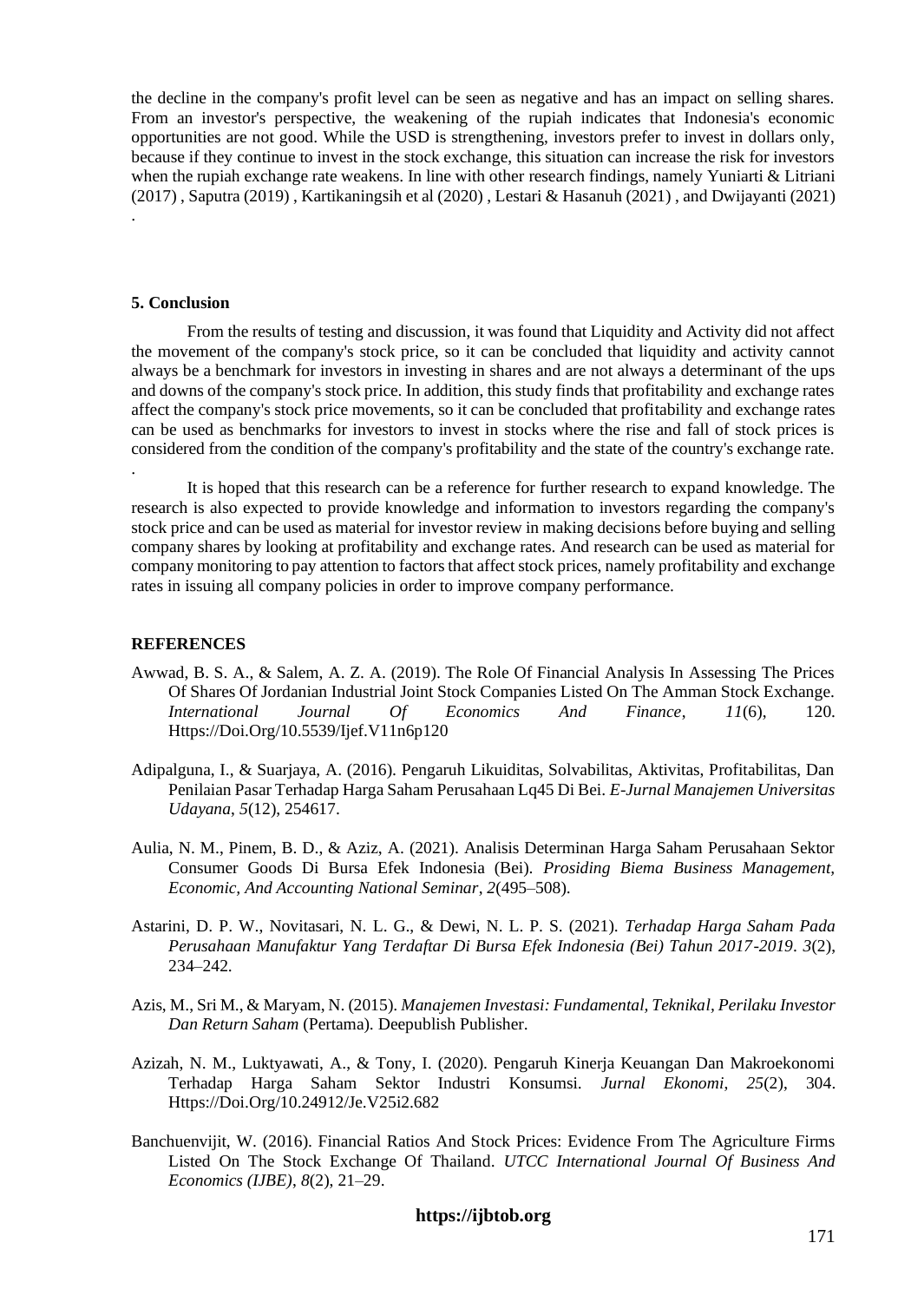the decline in the company's profit level can be seen as negative and has an impact on selling shares. From an investor's perspective, the weakening of the rupiah indicates that Indonesia's economic opportunities are not good. While the USD is strengthening, investors prefer to invest in dollars only, because if they continue to invest in the stock exchange, this situation can increase the risk for investors when the rupiah exchange rate weakens. In line with other research findings, namely Yuniarti & Litriani (2017) , Saputra (2019) , Kartikaningsih et al (2020) , Lestari & Hasanuh (2021) , and Dwijayanti (2021) .

## 5. Conclusion

From the results of testing and discussion, it was found that Liquidity and Activity did not affect the movement of the company's stock price, so it can be concluded that liquidity and activity cannot always be a benchmark for investors in investing in shares and are not always a determinant of the ups and downs of the company's stock price. In addition, this study finds that profitability and exchange rates affect the company's stock price movements, so it can be concluded that profitability and exchange rates can be used as benchmarks for investors to invest in stocks where the rise and fall of stock prices is considered from the condition of the company's profitability and the state of the country's exchange rate. .

It is hoped that this research can be a reference for further research to expand knowledge. The research is also expected to provide knowledge and information to investors regarding the company's stock price and can be used as material for investor review in making decisions before buying and selling company shares by looking at profitability and exchange rates. And research can be used as material for company monitoring to pay attention to factors that affect stock prices, namely profitability and exchange rates in issuing all company policies in order to improve company performance.

## REFERENCES

Awwad, B. S. A., & Salem, A. Z. A. (2019). The Role Of Financial Analysis In Assessing The Prices Of Shares Of Jordanian Industrial Joint Stock Companies Listed On The Amman Stock Exchange. *International Journal Of Economics And Finance*, *11*(6), 120. Https://Doi.Org/10.5539/Ijef.V11n6p120

Adipalguna, I., & Suarjaya, A. (2016). Pengaruh Likuiditas, Solvabilitas, Aktivitas, Profitabilitas, Dan Penilaian Pasar Terhadap Harga Saham Perusahaan Lq45 Di Bei. *E-Jurnal Manajemen Universitas Udayana*, *5*(12), 254617.

Aulia, N. M., Pinem, B. D., & Aziz, A. (2021). Analisis Determinan Harga Saham Perusahaan Sektor Consumer Goods Di Bursa Efek Indonesia (Bei). *Prosiding Biema Business Management, Economic, And Accounting National Seminar*, *2*(495–508).

Astarini, D. P. W., Novitasari, N. L. G., & Dewi, N. L. P. S. (2021). *Terhadap Harga Saham Pada Perusahaan Manufaktur Yang Terdaftar Di Bursa Efek Indonesia (Bei) Tahun 2017-2019*. *3*(2), 234–242.

Azis, M., Sri M., & Maryam, N. (2015). *Manajemen Investasi: Fundamental, Teknikal, Perilaku Investor Dan Return Saham* (Pertama). Deepublish Publisher.

Azizah, N. M., Luktyawati, A., & Tony, I. (2020). Pengaruh Kinerja Keuangan Dan Makroekonomi Terhadap Harga Saham Sektor Industri Konsumsi. *Jurnal Ekonomi*, *25*(2), 304. Https://Doi.Org/10.24912/Je.V25i2.682

Banchuenvijit, W. (2016). Financial Ratios And Stock Prices: Evidence From The Agriculture Firms Listed On The Stock Exchange Of Thailand. *UTCC International Journal Of Business And Economics (IJBE)*, *8*(2), 21–29.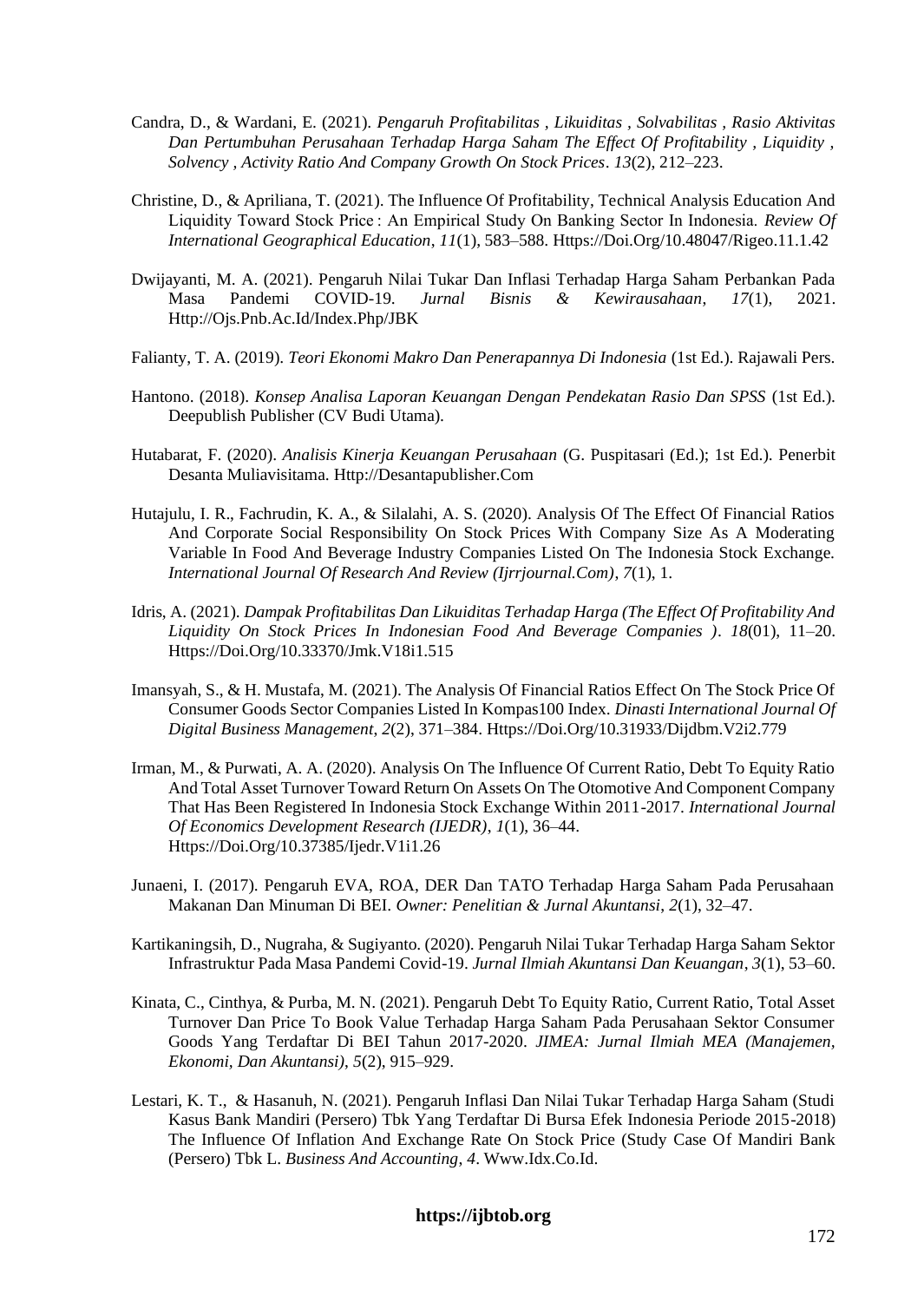Candra, D., & Wardani, E. (2021). *Pengaruh Profitabilitas , Likuiditas , Solvabilitas , Rasio Aktivitas Dan Pertumbuhan Perusahaan Terhadap Harga Saham The Effect Of Profitability , Liquidity , Solvency , Activity Ratio And Company Growth On Stock Prices*. *13*(2), 212–223.

Christine, D., & Apriliana, T. (2021). The Influence Of Profitability, Technical Analysis Education And Liquidity Toward Stock Price : An Empirical Study On Banking Sector In Indonesia. *Review Of International Geographical Education*, *11*(1), 583–588. Https://Doi.Org/10.48047/Rigeo.11.1.42

Dwijayanti, M. A. (2021). Pengaruh Nilai Tukar Dan Inflasi Terhadap Harga Saham Perbankan Pada Masa Pandemi COVID-19. *Jurnal Bisnis & Kewirausahaan*, *17*(1), 2021. Http://Ojs.Pnb.Ac.Id/Index.Php/JBK

Falianty, T. A. (2019). *Teori Ekonomi Makro Dan Penerapannya Di Indonesia* (1st Ed.). Rajawali Pers.

Hantono. (2018). *Konsep Analisa Laporan Keuangan Dengan Pendekatan Rasio Dan SPSS* (1st Ed.). Deepublish Publisher (CV Budi Utama).

Hutabarat, F. (2020). *Analisis Kinerja Keuangan Perusahaan* (G. Puspitasari (Ed.); 1st Ed.). Penerbit Desanta Muliavisitama. Http://Desantapublisher.Com

Hutajulu, I. R., Fachrudin, K. A., & Silalahi, A. S. (2020). Analysis Of The Effect Of Financial Ratios And Corporate Social Responsibility On Stock Prices With Company Size As A Moderating Variable In Food And Beverage Industry Companies Listed On The Indonesia Stock Exchange. *International Journal Of Research And Review (Ijrrjournal.Com)*, *7*(1), 1.

Idris, A. (2021). *Dampak Profitabilitas Dan Likuiditas Terhadap Harga (The Effect Of Profitability And Liquidity On Stock Prices In Indonesian Food And Beverage Companies )*. *18*(01), 11–20. Https://Doi.Org/10.33370/Jmk.V18i1.515

Imansyah, S., & H. Mustafa, M. (2021). The Analysis Of Financial Ratios Effect On The Stock Price Of Consumer Goods Sector Companies Listed In Kompas100 Index. *Dinasti International Journal Of Digital Business Management*, *2*(2), 371–384. Https://Doi.Org/10.31933/Dijdbm.V2i2.779

Irman, M., & Purwati, A. A. (2020). Analysis On The Influence Of Current Ratio, Debt To Equity Ratio And Total Asset Turnover Toward Return On Assets On The Otomotive And Component Company That Has Been Registered In Indonesia Stock Exchange Within 2011-2017. *International Journal Of Economics Development Research (IJEDR)*, *1*(1), 36–44. Https://Doi.Org/10.37385/Ijedr.V1i1.26

Junaeni, I. (2017). Pengaruh EVA, ROA, DER Dan TATO Terhadap Harga Saham Pada Perusahaan Makanan Dan Minuman Di BEI. *Owner: Penelitian & Jurnal Akuntansi*, *2*(1), 32–47.

Kartikaningsih, D., Nugraha, & Sugiyanto. (2020). Pengaruh Nilai Tukar Terhadap Harga Saham Sektor Infrastruktur Pada Masa Pandemi Covid-19. *Jurnal Ilmiah Akuntansi Dan Keuangan*, *3*(1), 53–60.

Kinata, C., Cinthya, & Purba, M. N. (2021). Pengaruh Debt To Equity Ratio, Current Ratio, Total Asset Turnover Dan Price To Book Value Terhadap Harga Saham Pada Perusahaan Sektor Consumer Goods Yang Terdaftar Di BEI Tahun 2017-2020. *JIMEA: Jurnal Ilmiah MEA (Manajemen, Ekonomi, Dan Akuntansi)*, *5*(2), 915–929.

Lestari, K. T., & Hasanuh, N. (2021). Pengaruh Inflasi Dan Nilai Tukar Terhadap Harga Saham (Studi Kasus Bank Mandiri (Persero) Tbk Yang Terdaftar Di Bursa Efek Indonesia Periode 2015-2018) The Influence Of Inflation And Exchange Rate On Stock Price (Study Case Of Mandiri Bank (Persero) Tbk L. *Business And Accounting*, *4*. Www.Idx.Co.Id.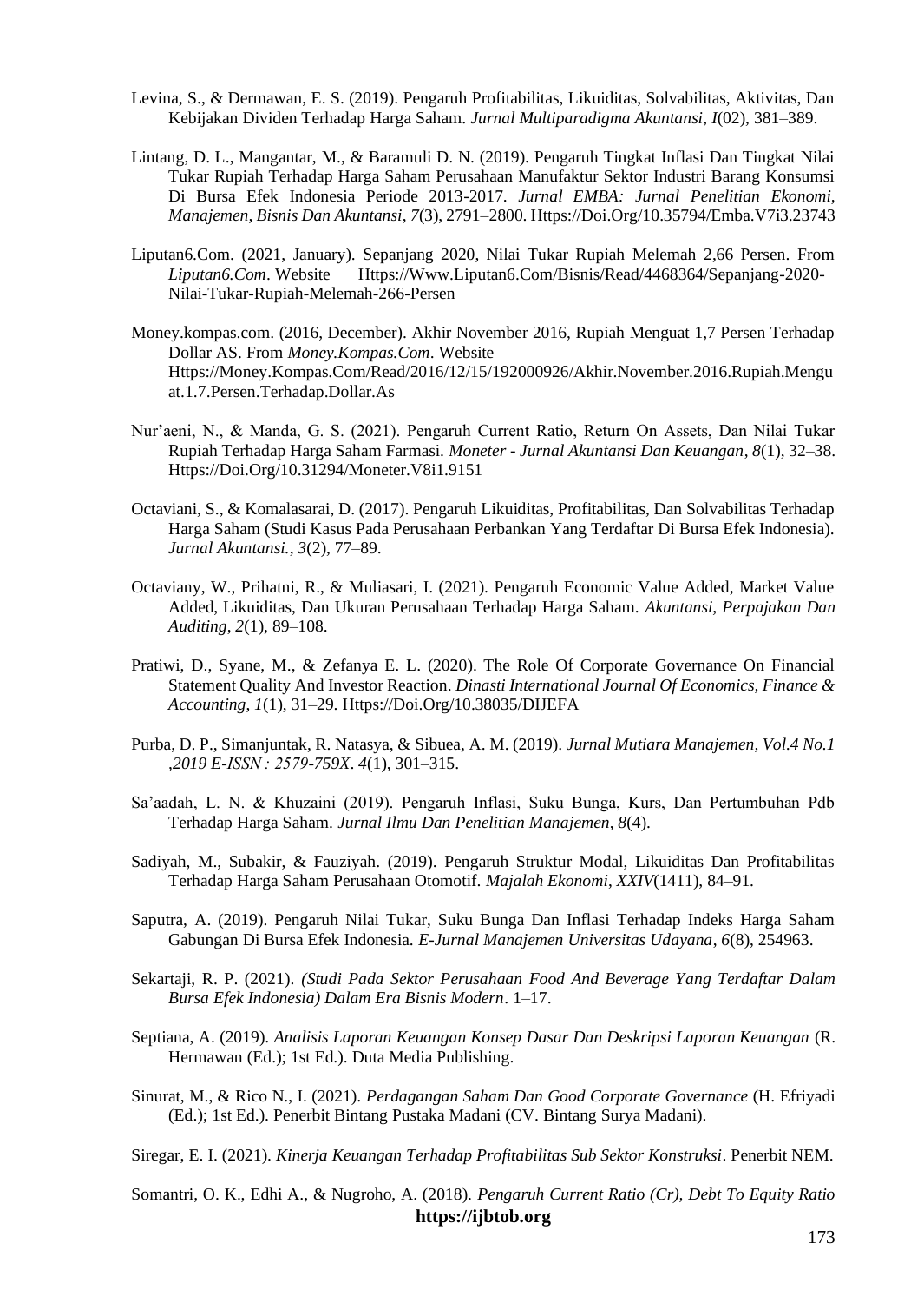Levina, S., & Dermawan, E. S. (2019). Pengaruh Profitabilitas, Likuiditas, Solvabilitas, Aktivitas, Dan Kebijakan Dividen Terhadap Harga Saham. *Jurnal Multiparadigma Akuntansi*, *I*(02), 381–389.

Lintang, D. L., Mangantar, M., & Baramuli D. N. (2019). Pengaruh Tingkat Inflasi Dan Tingkat Nilai Tukar Rupiah Terhadap Harga Saham Perusahaan Manufaktur Sektor Industri Barang Konsumsi Di Bursa Efek Indonesia Periode 2013-2017. *Jurnal EMBA: Jurnal Penelitian Ekonomi, Manajemen, Bisnis Dan Akuntansi*, *7*(3), 2791–2800. Https://Doi.Org/10.35794/Emba.V7i3.23743

Liputan6.Com. (2021, January). Sepanjang 2020, Nilai Tukar Rupiah Melemah 2,66 Persen. From *Liputan6.Com*. Website Https://Www.Liputan6.Com/Bisnis/Read/4468364/Sepanjang-2020-Nilai-Tukar-Rupiah-Melemah-266-Persen

Money.kompas.com. (2016, December). Akhir November 2016, Rupiah Menguat 1,7 Persen Terhadap Dollar AS. From *Money.Kompas.Com*. Website Https://Money.Kompas.Com/Read/2016/12/15/192000926/Akhir.November.2016.Rupiah.Menguat.1.7.Persen.Terhadap.Dollar.As

Nur'aeni, N., & Manda, G. S. (2021). Pengaruh Current Ratio, Return On Assets, Dan Nilai Tukar Rupiah Terhadap Harga Saham Farmasi. *Moneter - Jurnal Akuntansi Dan Keuangan*, *8*(1), 32–38. Https://Doi.Org/10.31294/Moneter.V8i1.9151

Octaviani, S., & Komalasarai, D. (2017). Pengaruh Likuiditas, Profitabilitas, Dan Solvabilitas Terhadap Harga Saham (Studi Kasus Pada Perusahaan Perbankan Yang Terdaftar Di Bursa Efek Indonesia). *Jurnal Akuntansi.*, *3*(2), 77–89.

Octaviany, W., Prihatni, R., & Muliasari, I. (2021). Pengaruh Economic Value Added, Market Value Added, Likuiditas, Dan Ukuran Perusahaan Terhadap Harga Saham. *Akuntansi, Perpajakan Dan Auditing*, *2*(1), 89–108.

Pratiwi, D., Syane, M., & Zefanya E. L. (2020). The Role Of Corporate Governance On Financial Statement Quality And Investor Reaction. *Dinasti International Journal Of Economics, Finance & Accounting*, *1*(1), 31–29. Https://Doi.Org/10.38035/DIJEFA

Purba, D. P., Simanjuntak, R. Natasya, & Sibuea, A. M. (2019). *Jurnal Mutiara Manajemen, Vol.4 No.1 ,2019 E-ISSN : 2579-759X*. *4*(1), 301–315.

Sa'aadah, L. N. & Khuzaini (2019). Pengaruh Inflasi, Suku Bunga, Kurs, Dan Pertumbuhan Pdb Terhadap Harga Saham. *Jurnal Ilmu Dan Penelitian Manajemen*, *8*(4).

Sadiyah, M., Subakir, & Fauziyah. (2019). Pengaruh Struktur Modal, Likuiditas Dan Profitabilitas Terhadap Harga Saham Perusahaan Otomotif. *Majalah Ekonomi*, *XXIV*(1411), 84–91.

Saputra, A. (2019). Pengaruh Nilai Tukar, Suku Bunga Dan Inflasi Terhadap Indeks Harga Saham Gabungan Di Bursa Efek Indonesia. *E-Jurnal Manajemen Universitas Udayana*, *6*(8), 254963.

Sekartaji, R. P. (2021). *(Studi Pada Sektor Perusahaan Food And Beverage Yang Terdaftar Dalam Bursa Efek Indonesia) Dalam Era Bisnis Modern*. 1–17.

Septiana, A. (2019). *Analisis Laporan Keuangan Konsep Dasar Dan Deskripsi Laporan Keuangan* (R. Hermawan (Ed.); 1st Ed.). Duta Media Publishing.

Sinurat, M., & Rico N., I. (2021). *Perdagangan Saham Dan Good Corporate Governance* (H. Efriyadi (Ed.); 1st Ed.). Penerbit Bintang Pustaka Madani (CV. Bintang Surya Madani).

Siregar, E. I. (2021). *Kinerja Keuangan Terhadap Profitabilitas Sub Sektor Konstruksi*. Penerbit NEM.

Somantri, O. K., Edhi A., & Nugroho, A. (2018). *Pengaruh Current Ratio (Cr), Debt To Equity Ratio*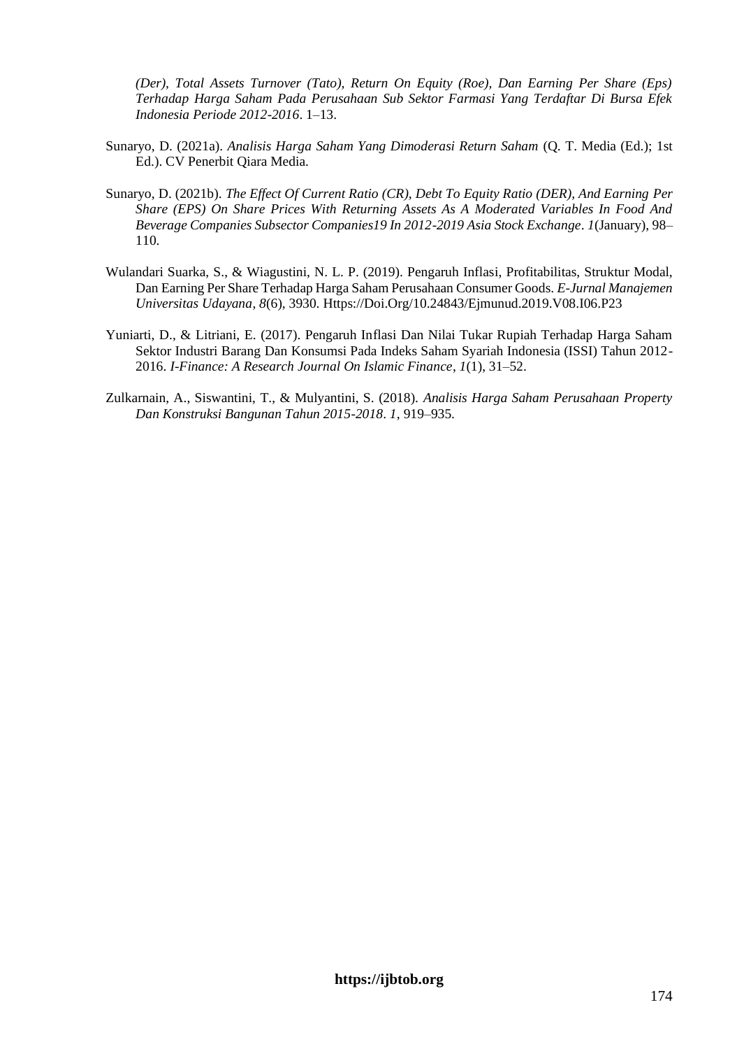*(Der), Total Assets Turnover (Tato), Return On Equity (Roe), Dan Earning Per Share (Eps) Terhadap Harga Saham Pada Perusahaan Sub Sektor Farmasi Yang Terdaftar Di Bursa Efek Indonesia Periode 2012-2016*. 1–13.

Sunaryo, D. (2021a). *Analisis Harga Saham Yang Dimoderasi Return Saham* (Q. T. Media (Ed.); 1st Ed.). CV Penerbit Qiara Media.

Sunaryo, D. (2021b). *The Effect Of Current Ratio (CR), Debt To Equity Ratio (DER), And Earning Per Share (EPS) On Share Prices With Returning Assets As A Moderated Variables In Food And Beverage Companies Subsector Companies19 In 2012-2019 Asia Stock Exchange*. *1*(January), 98–110.

Wulandari Suarka, S., & Wiagustini, N. L. P. (2019). Pengaruh Inflasi, Profitabilitas, Struktur Modal, Dan Earning Per Share Terhadap Harga Saham Perusahaan Consumer Goods. *E-Jurnal Manajemen Universitas Udayana*, *8*(6), 3930. Https://Doi.Org/10.24843/Ejmunud.2019.V08.I06.P23

Yuniarti, D., & Litriani, E. (2017). Pengaruh Inflasi Dan Nilai Tukar Rupiah Terhadap Harga Saham Sektor Industri Barang Dan Konsumsi Pada Indeks Saham Syariah Indonesia (ISSI) Tahun 2012-2016. *I-Finance: A Research Journal On Islamic Finance*, *1*(1), 31–52.

Zulkarnain, A., Siswantini, T., & Mulyantini, S. (2018). *Analisis Harga Saham Perusahaan Property Dan Konstruksi Bangunan Tahun 2015-2018*. *1*, 919–935.